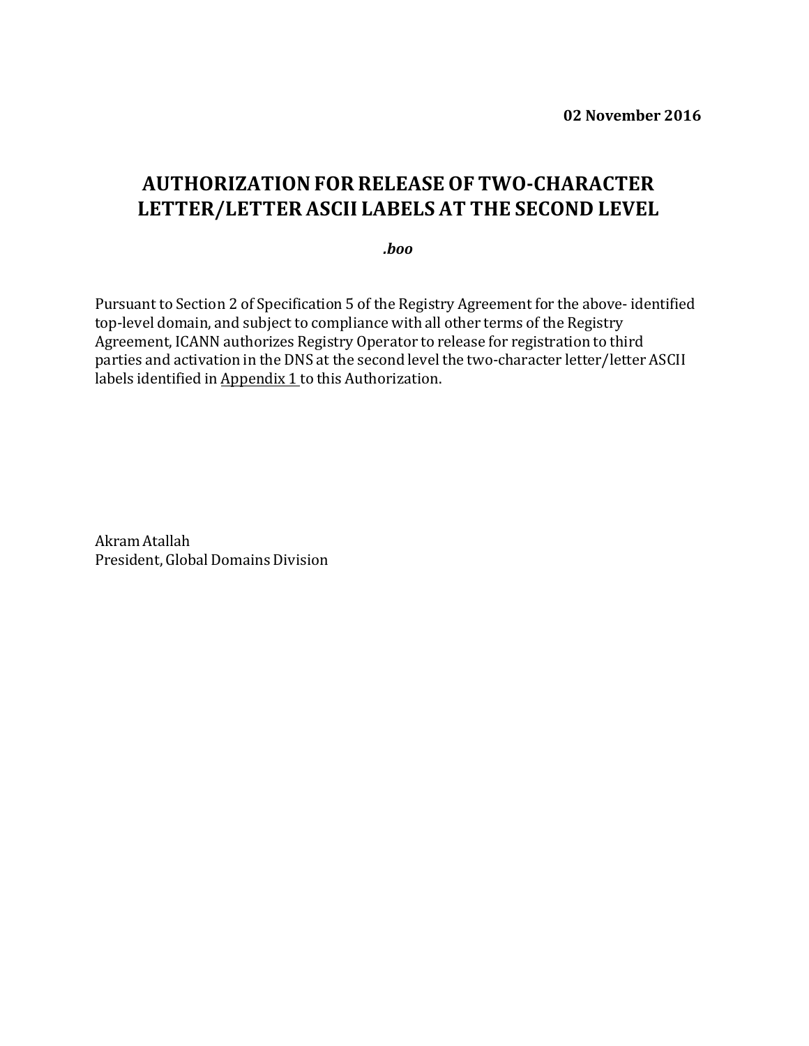**02 November 2016**

# AUTHORIZATION FOR RELEASE OF TWO-CHARACTER LETTER/LETTER ASCII LABELS AT THE SECOND LEVEL

***.boo***

Pursuant to Section 2 of Specification 5 of the Registry Agreement for the above- identified top-level domain, and subject to compliance with all other terms of the Registry Agreement, ICANN authorizes Registry Operator to release for registration to third parties and activation in the DNS at the second level the two-character letter/letter ASCII labels identified in Appendix 1 to this Authorization.

Akram Atallah
President, Global Domains Division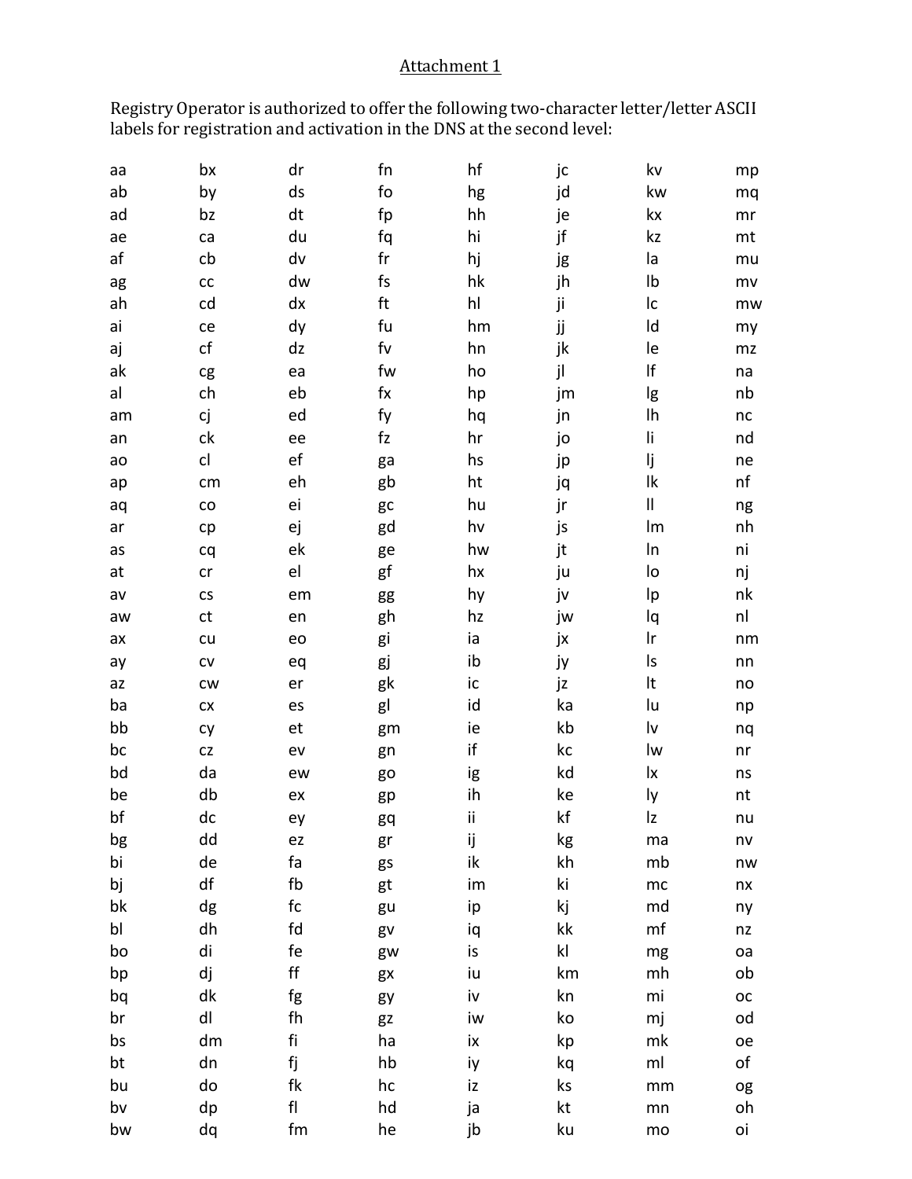Attachment 1

Registry Operator is authorized to offer the following two-character letter/letter ASCII labels for registration and activation in the DNS at the second level:

| | | | | | | | |
|---|---|---|---|---|---|---|---|
| aa | bx | dr | fn | hf | jc | kv | mp |
| ab | by | ds | fo | hg | jd | kw | mq |
| ad | bz | dt | fp | hh | je | kx | mr |
| ae | ca | du | fq | hi | jf | kz | mt |
| af | cb | dv | fr | hj | jg | la | mu |
| ag | cc | dw | fs | hk | jh | lb | mv |
| ah | cd | dx | ft | hl | ji | lc | mw |
| ai | ce | dy | fu | hm | jj | ld | my |
| aj | cf | dz | fv | hn | jk | le | mz |
| ak | cg | ea | fw | ho | jl | lf | na |
| al | ch | eb | fx | hp | jm | lg | nb |
| am | cj | ed | fy | hq | jn | lh | nc |
| an | ck | ee | fz | hr | jo | li | nd |
| ao | cl | ef | ga | hs | jp | lj | ne |
| ap | cm | eh | gb | ht | jq | lk | nf |
| aq | co | ei | gc | hu | jr | ll | ng |
| ar | cp | ej | gd | hv | js | lm | nh |
| as | cq | ek | ge | hw | jt | ln | ni |
| at | cr | el | gf | hx | ju | lo | nj |
| av | cs | em | gg | hy | jv | lp | nk |
| aw | ct | en | gh | hz | jw | lq | nl |
| ax | cu | eo | gi | ia | jx | lr | nm |
| ay | cv | eq | gj | ib | jy | ls | nn |
| az | cw | er | gk | ic | jz | lt | no |
| ba | cx | es | gl | id | ka | lu | np |
| bb | cy | et | gm | ie | kb | lv | nq |
| bc | cz | ev | gn | if | kc | lw | nr |
| bd | da | ew | go | ig | kd | lx | ns |
| be | db | ex | gp | ih | ke | ly | nt |
| bf | dc | ey | gq | ii | kf | lz | nu |
| bg | dd | ez | gr | ij | kg | ma | nv |
| bi | de | fa | gs | ik | kh | mb | nw |
| bj | df | fb | gt | im | ki | mc | nx |
| bk | dg | fc | gu | ip | kj | md | ny |
| bl | dh | fd | gv | iq | kk | mf | nz |
| bo | di | fe | gw | is | kl | mg | oa |
| bp | dj | ff | gx | iu | km | mh | ob |
| bq | dk | fg | gy | iv | kn | mi | oc |
| br | dl | fh | gz | iw | ko | mj | od |
| bs | dm | fi | ha | ix | kp | mk | oe |
| bt | dn | fj | hb | iy | kq | ml | of |
| bu | do | fk | hc | iz | ks | mm | og |
| bv | dp | fl | hd | ja | kt | mn | oh |
| bw | dq | fm | he | jb | ku | mo | oi |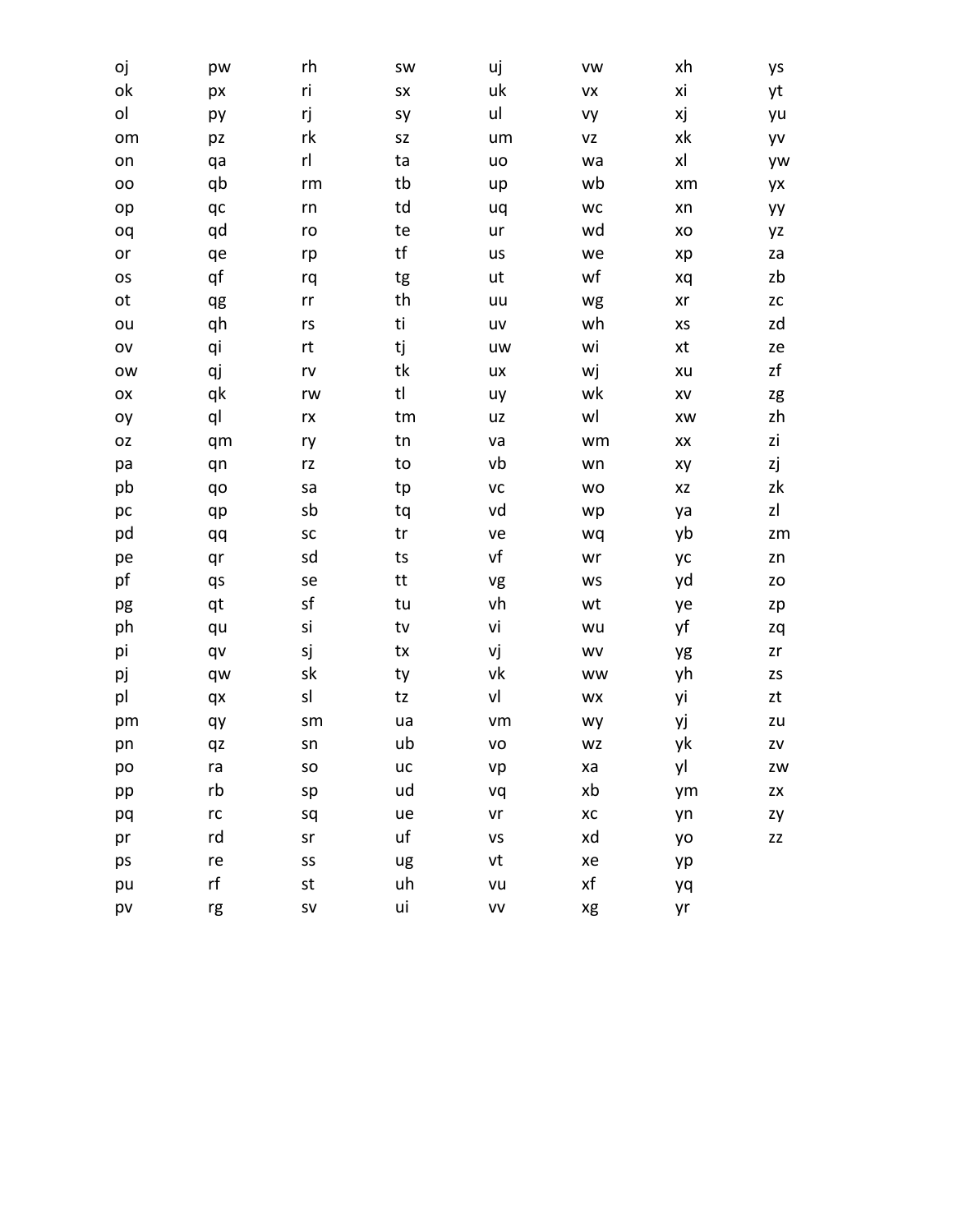oj
ok
ol
om
on
oo
op
oq
or
os
ot
ou
ov
ow
ox
oy
oz
pa
pb
pc
pd
pe
pf
pg
ph
pi
pj
pl
pm
pn
po
pp
pq
pr
ps
pu
pv
pw
px
py
pz
qa
qb
qc
qd
qe
qf
qg
qh
qi
qj
qk
ql
qm
qn
qo
qp
qq
qr
qs
qt
qu
qv
qw
qx
qy
qz
ra
rb
rc
rd
re
rf
rg
rh
ri
rj
rk
rl
rm
rn
ro
rp
rq
rr
rs
rt
rv
rw
rx
ry
rz
sa
sb
sc
sd
se
sf
si
sj
sk
sl
sm
sn
so
sp
sq
sr
ss
st
sv
sw
sx
sy
sz
ta
tb
td
te
tf
tg
th
ti
tj
tk
tl
tm
tn
to
tp
tq
tr
ts
tt
tu
tv
tx
ty
tz
ua
ub
uc
ud
ue
uf
ug
uh
ui
uj
uk
ul
um
uo
up
uq
ur
us
ut
uu
uv
uw
ux
uy
uz
va
vb
vc
vd
ve
vf
vg
vh
vi
vj
vk
vl
vm
vo
vp
vq
vr
vs
vt
vu
vv
vw
vx
vy
vz
wa
wb
wc
wd
we
wf
wg
wh
wi
wj
wk
wl
wm
wn
wo
wp
wq
wr
ws
wt
wu
wv
ww
wx
wy
wz
xa
xb
xc
xd
xe
xf
xg
xh
xi
xj
xk
xl
xm
xn
xo
xp
xq
xr
xs
xt
xu
xv
xw
xx
xy
xz
ya
yb
yc
yd
ye
yf
yg
yh
yi
yj
yk
yl
ym
yn
yo
yp
yq
yr
ys
yt
yu
yv
yw
yx
yy
yz
za
zb
zc
zd
ze
zf
zg
zh
zi
zj
zk
zl
zm
zn
zo
zp
zq
zr
zs
zt
zu
zv
zw
zx
zy
zz